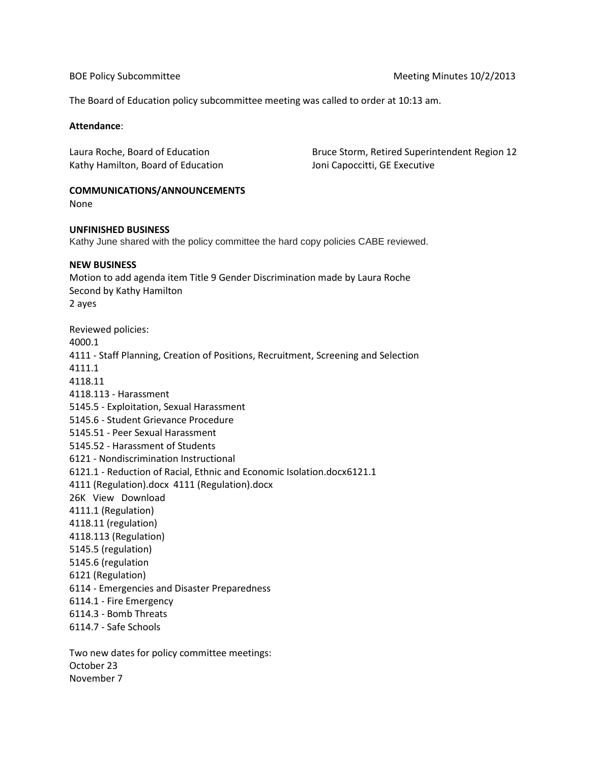BOE Policy Subcommittee Meeting Minutes 10/2/2013

The Board of Education policy subcommittee meeting was called to order at 10:13 am.

**Attendance**:

Laura Roche, Board of Education
Kathy Hamilton, Board of Education
Bruce Storm, Retired Superintendent Region 12
Joni Capoccitti, GE Executive

**COMMUNICATIONS/ANNOUNCEMENTS**

None

**UNFINISHED BUSINESS**

Kathy June shared with the policy committee the hard copy policies CABE reviewed.

**NEW BUSINESS**

Motion to add agenda item Title 9 Gender Discrimination made by Laura Roche
Second by Kathy Hamilton
2 ayes

Reviewed policies:
4000.1
4111 - Staff Planning, Creation of Positions, Recruitment, Screening and Selection
4111.1
4118.11
4118.113 - Harassment
5145.5 - Exploitation, Sexual Harassment
5145.6 - Student Grievance Procedure
5145.51 - Peer Sexual Harassment
5145.52 - Harassment of Students
6121 - Nondiscrimination Instructional
6121.1 - Reduction of Racial, Ethnic and Economic Isolation.docx6121.1
4111 (Regulation).docx 4111 (Regulation).docx
26K View Download
4111.1 (Regulation)
4118.11 (regulation)
4118.113 (Regulation)
5145.5 (regulation)
5145.6 (regulation
6121 (Regulation)
6114 - Emergencies and Disaster Preparedness
6114.1 - Fire Emergency
6114.3 - Bomb Threats
6114.7 - Safe Schools

Two new dates for policy committee meetings:
October 23
November 7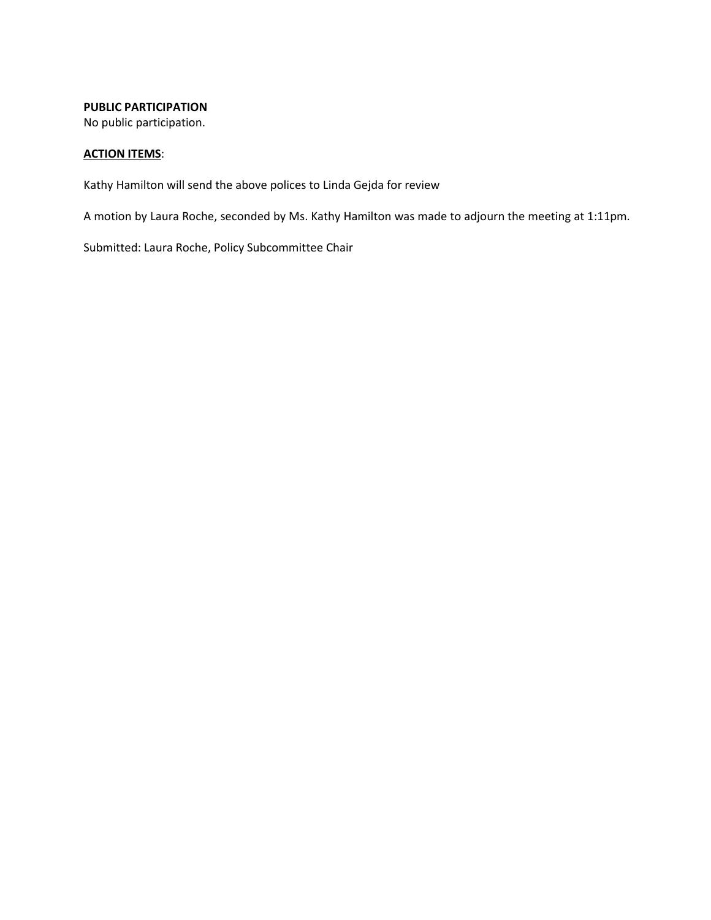**PUBLIC PARTICIPATION**
No public participation.

**ACTION ITEMS**:

Kathy Hamilton will send the above polices to Linda Gejda for review

A motion by Laura Roche, seconded by Ms. Kathy Hamilton was made to adjourn the meeting at 1:11pm.

Submitted: Laura Roche, Policy Subcommittee Chair